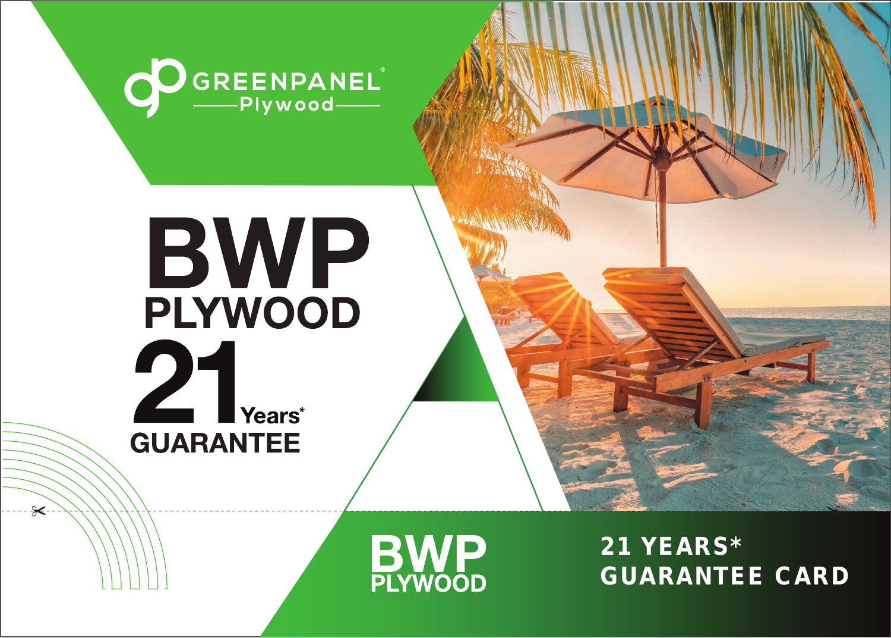GREENPANEL®

Plywood

# BWP
## PLYWOOD
## 21 Years* GUARANTEE

**BWP PLYWOOD**

**21 YEARS* GUARANTEE CARD**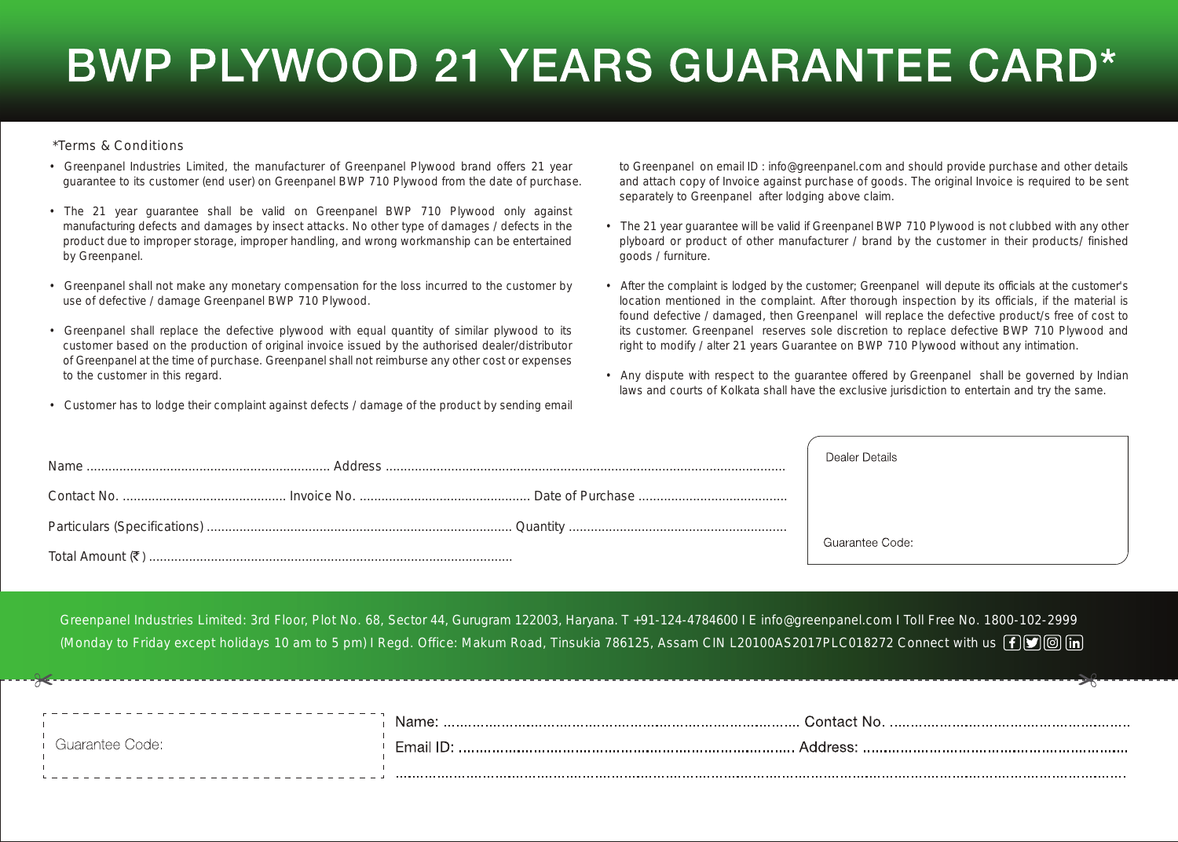# BWP PLYWOOD 21 YEARS GUARANTEE CARD*

*Terms & Conditions

- Greenpanel Industries Limited, the manufacturer of Greenpanel Plywood brand offers 21 year guarantee to its customer (end user) on Greenpanel BWP 710 Plywood from the date of purchase.
- The 21 year guarantee shall be valid on Greenpanel BWP 710 Plywood only against manufacturing defects and damages by insect attacks. No other type of damages / defects in the product due to improper storage, improper handling, and wrong workmanship can be entertained by Greenpanel.
- Greenpanel shall not make any monetary compensation for the loss incurred to the customer by use of defective / damage Greenpanel BWP 710 Plywood.
- Greenpanel shall replace the defective plywood with equal quantity of similar plywood to its customer based on the production of original invoice issued by the authorised dealer/distributor of Greenpanel at the time of purchase. Greenpanel shall not reimburse any other cost or expenses to the customer in this regard.
- Customer has to lodge their complaint against defects / damage of the product by sending email to Greenpanel on email ID : info@greenpanel.com and should provide purchase and other details and attach copy of Invoice against purchase of goods. The original Invoice is required to be sent separately to Greenpanel after lodging above claim.
- The 21 year guarantee will be valid if Greenpanel BWP 710 Plywood is not clubbed with any other plyboard or product of other manufacturer / brand by the customer in their products/ finished goods / furniture.
- After the complaint is lodged by the customer; Greenpanel will depute its officials at the customer's location mentioned in the complaint. After thorough inspection by its officials, if the material is found defective / damaged, then Greenpanel will replace the defective product/s free of cost to its customer. Greenpanel reserves sole discretion to replace defective BWP 710 Plywood and right to modify / alter 21 years Guarantee on BWP 710 Plywood without any intimation.
- Any dispute with respect to the guarantee offered by Greenpanel shall be governed by Indian laws and courts of Kolkata shall have the exclusive jurisdiction to entertain and try the same.

Name .................................................................. Address ..............................................................................................................

Contact No. ............................................ Invoice No. .............................................. Date of Purchase ........................................

Particulars (Specifications) .................................................................................. Quantity ...........................................................

Total Amount (₹) ....................................................................................................

Dealer Details

Guarantee Code:

Greenpanel Industries Limited: 3rd Floor, Plot No. 68, Sector 44, Gurugram 122003, Haryana. T +91-124-4784600 I E info@greenpanel.com I Toll Free No. 1800-102-2999 (Monday to Friday except holidays 10 am to 5 pm) I Regd. Office: Makum Road, Tinsukia 786125, Assam CIN L20100AS2017PLC018272 Connect with us

Guarantee Code:

Name: ........................................................................................ Contact No. ..........................................................

Email ID: ................................................................................ Address: ...............................................................

..............................................................................................................................................................................